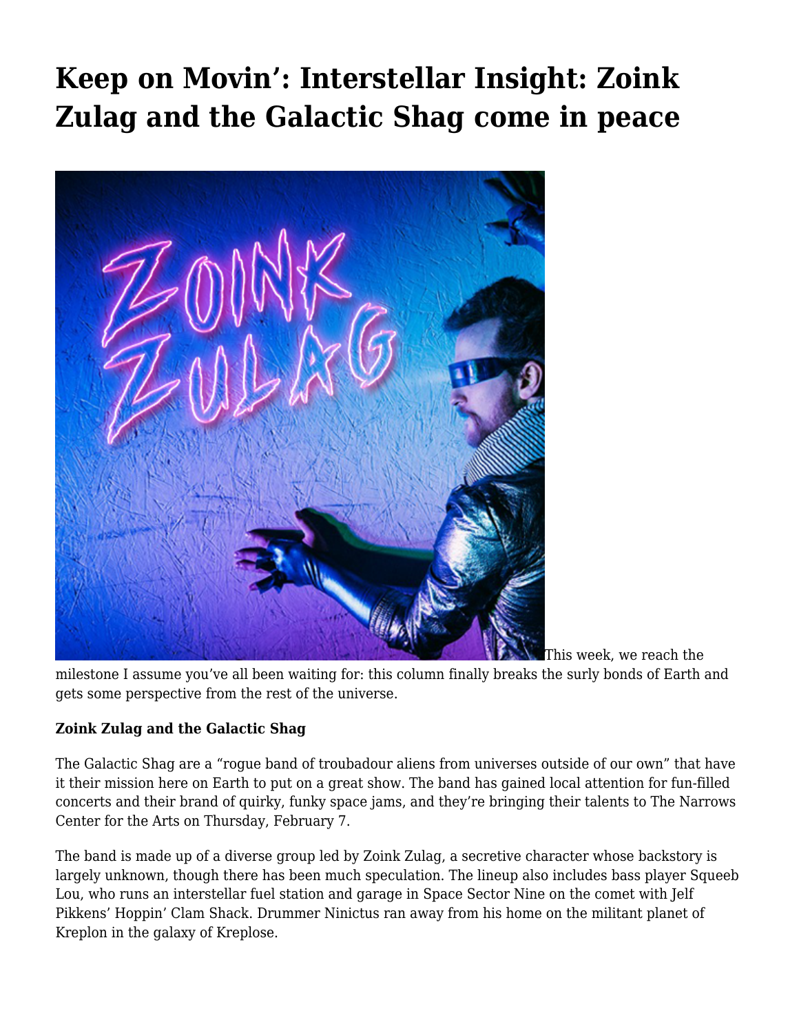# Keep on Movin': Interstellar Insight: Zoink Zulag and the Galactic Shag come in peace

This week, we reach the milestone I assume you've all been waiting for: this column finally breaks the surly bonds of Earth and gets some perspective from the rest of the universe.

**Zoink Zulag and the Galactic Shag**

The Galactic Shag are a "rogue band of troubadour aliens from universes outside of our own" that have it their mission here on Earth to put on a great show. The band has gained local attention for fun-filled concerts and their brand of quirky, funky space jams, and they're bringing their talents to The Narrows Center for the Arts on Thursday, February 7.

The band is made up of a diverse group led by Zoink Zulag, a secretive character whose backstory is largely unknown, though there has been much speculation. The lineup also includes bass player Squeeb Lou, who runs an interstellar fuel station and garage in Space Sector Nine on the comet with Jelf Pikkens' Hoppin' Clam Shack. Drummer Ninictus ran away from his home on the militant planet of Kreplon in the galaxy of Kreplose.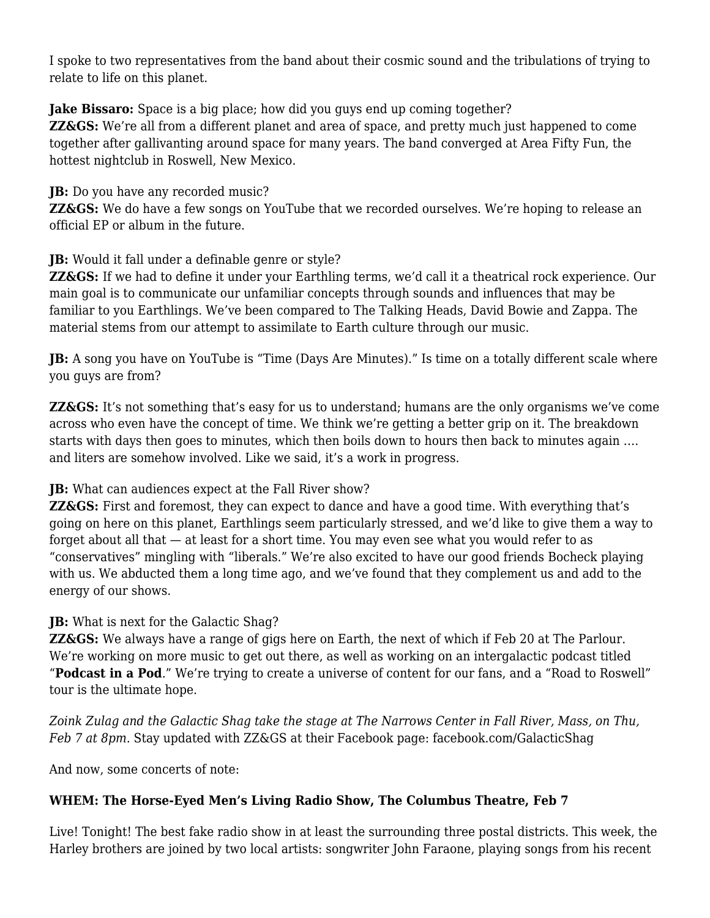I spoke to two representatives from the band about their cosmic sound and the tribulations of trying to relate to life on this planet.

**Jake Bissaro:** Space is a big place; how did you guys end up coming together?
**ZZ&GS:** We're all from a different planet and area of space, and pretty much just happened to come together after gallivanting around space for many years. The band converged at Area Fifty Fun, the hottest nightclub in Roswell, New Mexico.

**JB:** Do you have any recorded music?
**ZZ&GS:** We do have a few songs on YouTube that we recorded ourselves. We're hoping to release an official EP or album in the future.

**JB:** Would it fall under a definable genre or style?
**ZZ&GS:** If we had to define it under your Earthling terms, we'd call it a theatrical rock experience. Our main goal is to communicate our unfamiliar concepts through sounds and influences that may be familiar to you Earthlings. We've been compared to The Talking Heads, David Bowie and Zappa. The material stems from our attempt to assimilate to Earth culture through our music.

**JB:** A song you have on YouTube is "Time (Days Are Minutes)." Is time on a totally different scale where you guys are from?

**ZZ&GS:** It's not something that's easy for us to understand; humans are the only organisms we've come across who even have the concept of time. We think we're getting a better grip on it. The breakdown starts with days then goes to minutes, which then boils down to hours then back to minutes again …. and liters are somehow involved. Like we said, it's a work in progress.

**JB:** What can audiences expect at the Fall River show?
**ZZ&GS:** First and foremost, they can expect to dance and have a good time. With everything that's going on here on this planet, Earthlings seem particularly stressed, and we'd like to give them a way to forget about all that — at least for a short time. You may even see what you would refer to as "conservatives" mingling with "liberals." We're also excited to have our good friends Bocheck playing with us. We abducted them a long time ago, and we've found that they complement us and add to the energy of our shows.

**JB:** What is next for the Galactic Shag?
**ZZ&GS:** We always have a range of gigs here on Earth, the next of which if Feb 20 at The Parlour. We're working on more music to get out there, as well as working on an intergalactic podcast titled "**Podcast in a Pod**." We're trying to create a universe of content for our fans, and a "Road to Roswell" tour is the ultimate hope.

*Zoink Zulag and the Galactic Shag take the stage at The Narrows Center in Fall River, Mass, on Thu, Feb 7 at 8pm.* Stay updated with ZZ&GS at their Facebook page: facebook.com/GalacticShag

And now, some concerts of note:

### WHEM: The Horse-Eyed Men's Living Radio Show, The Columbus Theatre, Feb 7

Live! Tonight! The best fake radio show in at least the surrounding three postal districts. This week, the Harley brothers are joined by two local artists: songwriter John Faraone, playing songs from his recent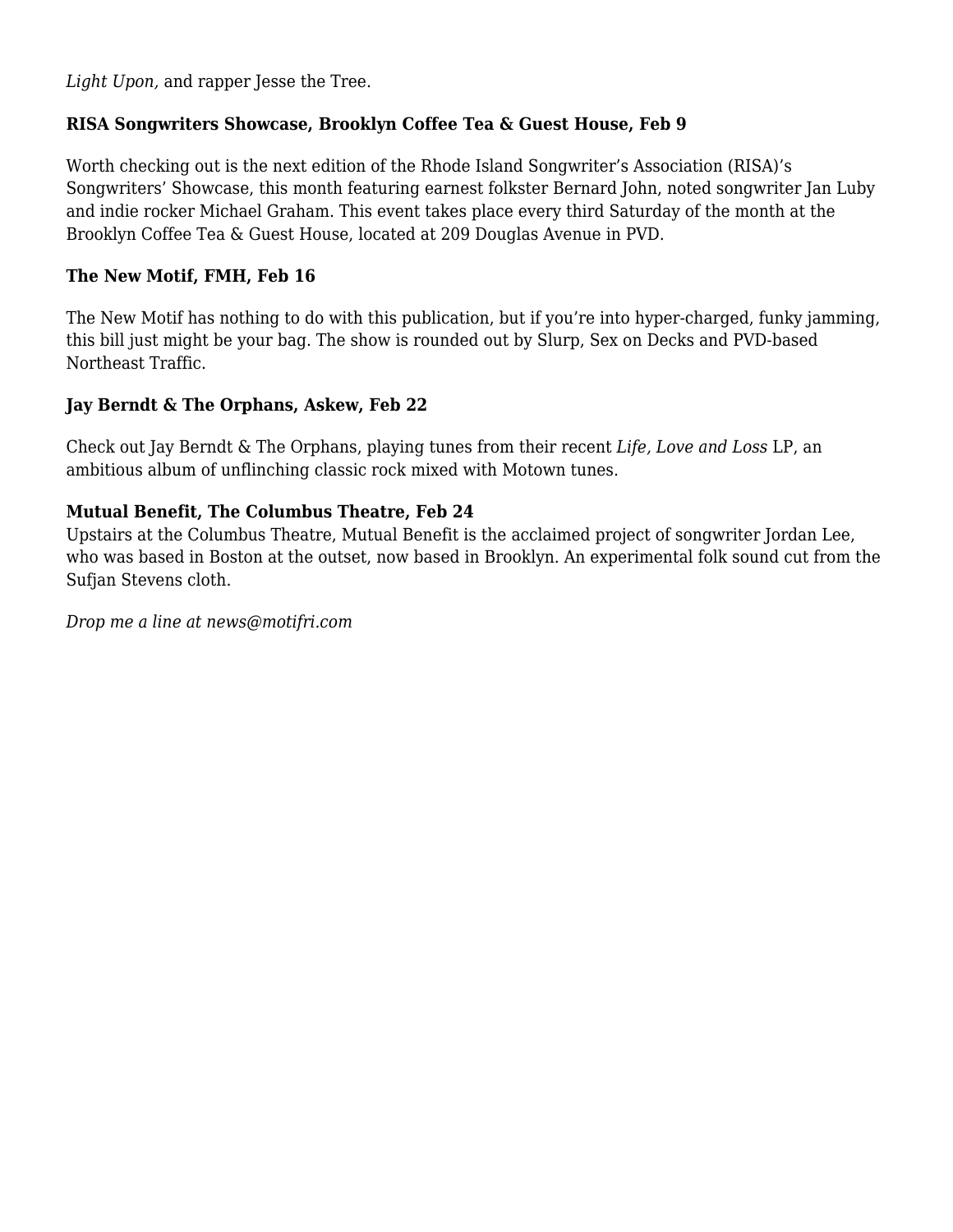*Light Upon,* and rapper Jesse the Tree.

**RISA Songwriters Showcase, Brooklyn Coffee Tea & Guest House, Feb 9**

Worth checking out is the next edition of the Rhode Island Songwriter's Association (RISA)'s Songwriters' Showcase, this month featuring earnest folkster Bernard John, noted songwriter Jan Luby and indie rocker Michael Graham. This event takes place every third Saturday of the month at the Brooklyn Coffee Tea & Guest House, located at 209 Douglas Avenue in PVD.

**The New Motif, FMH, Feb 16**

The New Motif has nothing to do with this publication, but if you're into hyper-charged, funky jamming, this bill just might be your bag. The show is rounded out by Slurp, Sex on Decks and PVD-based Northeast Traffic.

**Jay Berndt & The Orphans, Askew, Feb 22**

Check out Jay Berndt & The Orphans, playing tunes from their recent *Life, Love and Loss* LP, an ambitious album of unflinching classic rock mixed with Motown tunes.

**Mutual Benefit, The Columbus Theatre, Feb 24**

Upstairs at the Columbus Theatre, Mutual Benefit is the acclaimed project of songwriter Jordan Lee, who was based in Boston at the outset, now based in Brooklyn. An experimental folk sound cut from the Sufjan Stevens cloth.

*Drop me a line at news@motifri.com*